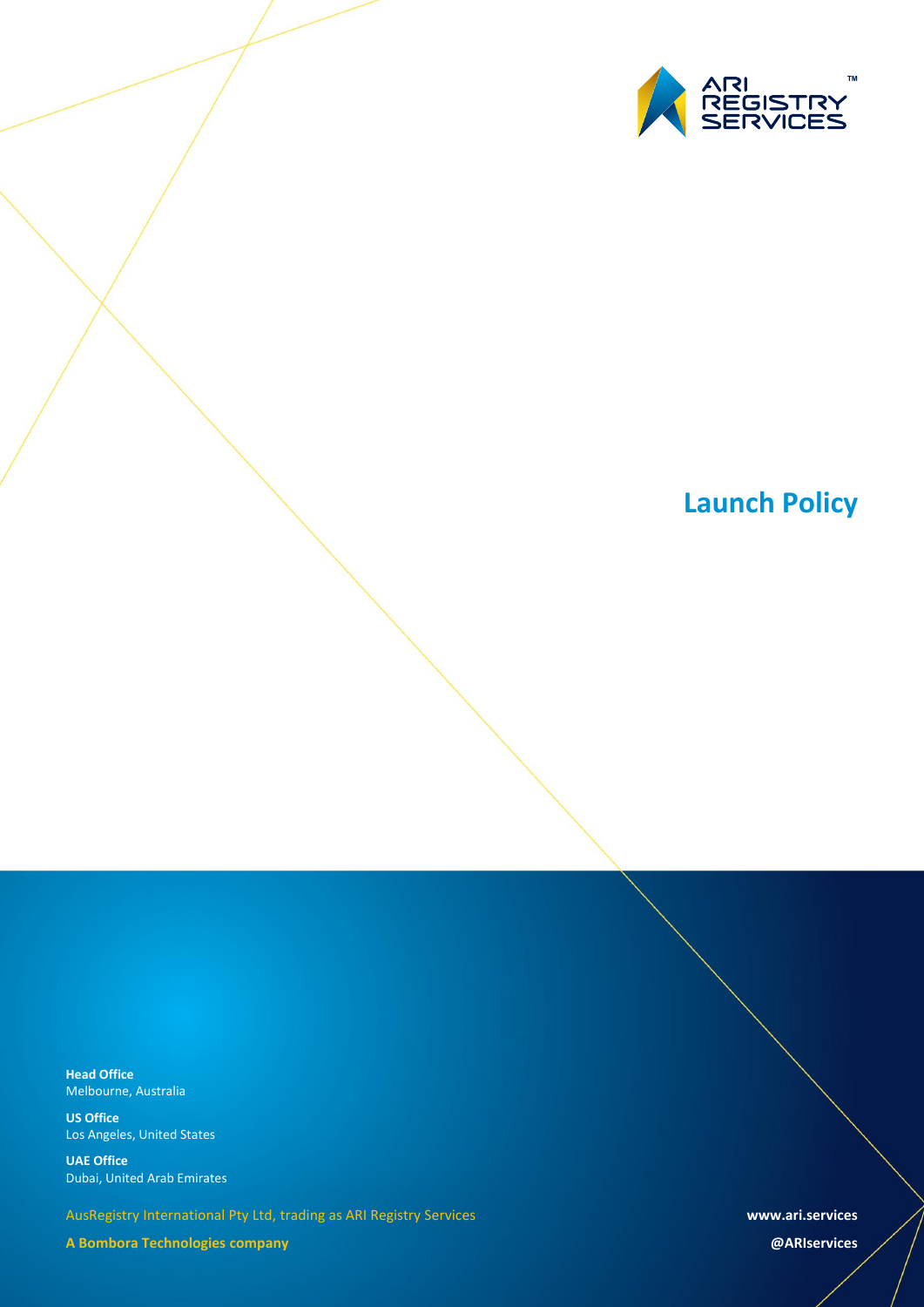ARI REGISTRY SERVICES™

# Launch Policy

**Head Office**
Melbourne, Australia

**US Office**
Los Angeles, United States

**UAE Office**
Dubai, United Arab Emirates

AusRegistry International Pty Ltd, trading as ARI Registry Services

**A Bombora Technologies company**

**www.ari.services**

**@ARIservices**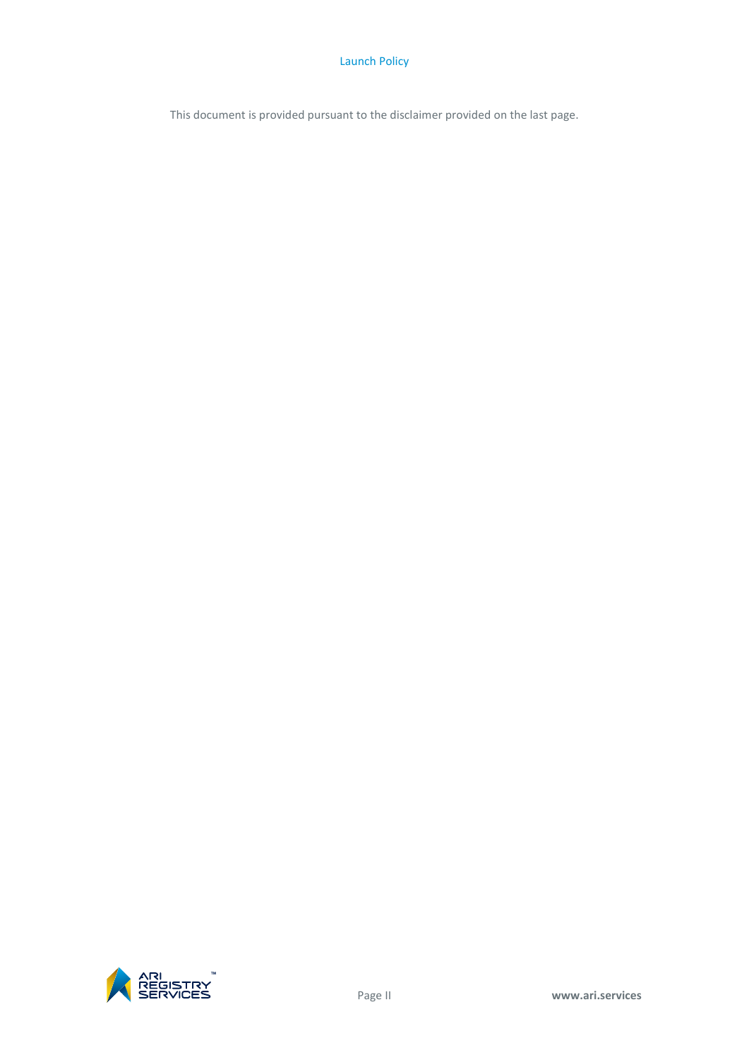This document is provided pursuant to the disclaimer provided on the last page.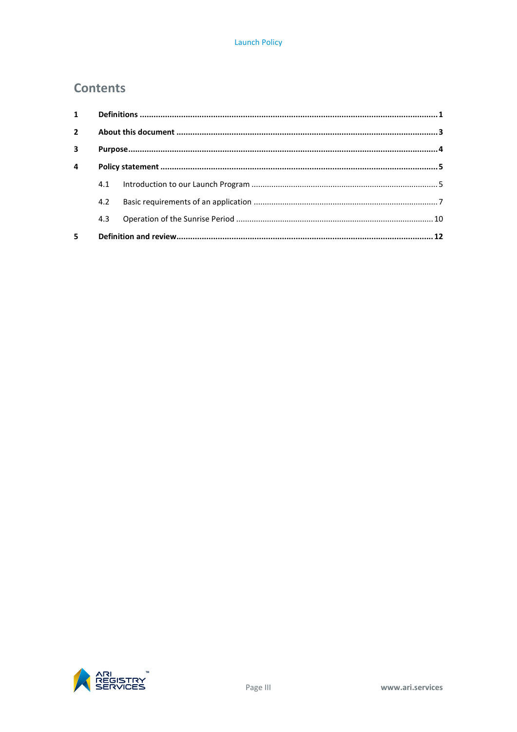# Contents

| | | |
|---|---|---|
| **1** | **Definitions** | **1** |
| **2** | **About this document** | **3** |
| **3** | **Purpose** | **4** |
| **4** | **Policy statement** | **5** |
| | 4.1 Introduction to our Launch Program | 5 |
| | 4.2 Basic requirements of an application | 7 |
| | 4.3 Operation of the Sunrise Period | 10 |
| **5** | **Definition and review** | **12** |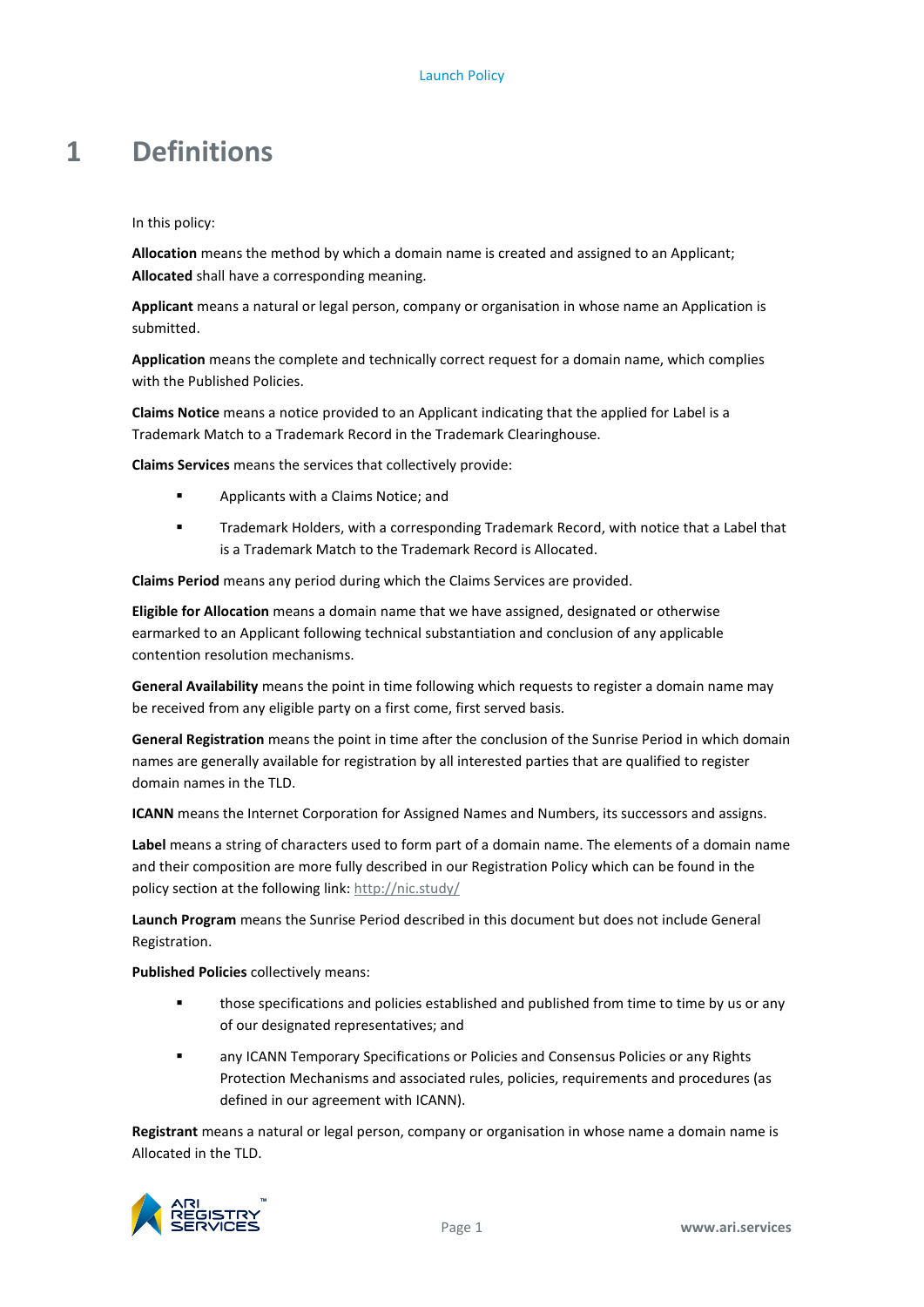# 1 Definitions

In this policy:

**Allocation** means the method by which a domain name is created and assigned to an Applicant; **Allocated** shall have a corresponding meaning.

**Applicant** means a natural or legal person, company or organisation in whose name an Application is submitted.

**Application** means the complete and technically correct request for a domain name, which complies with the Published Policies.

**Claims Notice** means a notice provided to an Applicant indicating that the applied for Label is a Trademark Match to a Trademark Record in the Trademark Clearinghouse.

**Claims Services** means the services that collectively provide:

- Applicants with a Claims Notice; and
- Trademark Holders, with a corresponding Trademark Record, with notice that a Label that is a Trademark Match to the Trademark Record is Allocated.

**Claims Period** means any period during which the Claims Services are provided.

**Eligible for Allocation** means a domain name that we have assigned, designated or otherwise earmarked to an Applicant following technical substantiation and conclusion of any applicable contention resolution mechanisms.

**General Availability** means the point in time following which requests to register a domain name may be received from any eligible party on a first come, first served basis.

**General Registration** means the point in time after the conclusion of the Sunrise Period in which domain names are generally available for registration by all interested parties that are qualified to register domain names in the TLD.

**ICANN** means the Internet Corporation for Assigned Names and Numbers, its successors and assigns.

**Label** means a string of characters used to form part of a domain name. The elements of a domain name and their composition are more fully described in our Registration Policy which can be found in the policy section at the following link: http://nic.study/

**Launch Program** means the Sunrise Period described in this document but does not include General Registration.

**Published Policies** collectively means:

- those specifications and policies established and published from time to time by us or any of our designated representatives; and
- any ICANN Temporary Specifications or Policies and Consensus Policies or any Rights Protection Mechanisms and associated rules, policies, requirements and procedures (as defined in our agreement with ICANN).

**Registrant** means a natural or legal person, company or organisation in whose name a domain name is Allocated in the TLD.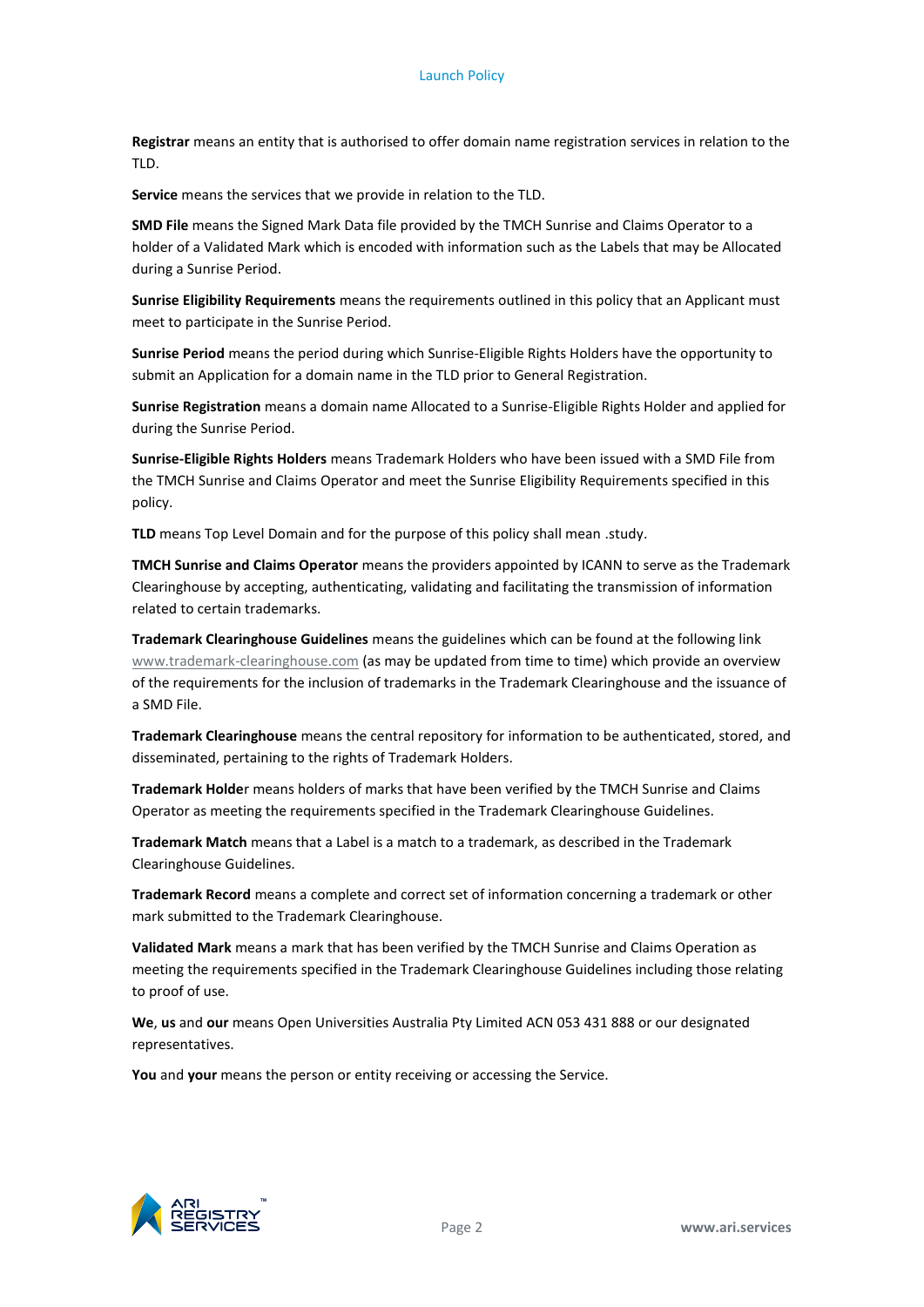**Registrar** means an entity that is authorised to offer domain name registration services in relation to the TLD.

**Service** means the services that we provide in relation to the TLD.

**SMD File** means the Signed Mark Data file provided by the TMCH Sunrise and Claims Operator to a holder of a Validated Mark which is encoded with information such as the Labels that may be Allocated during a Sunrise Period.

**Sunrise Eligibility Requirements** means the requirements outlined in this policy that an Applicant must meet to participate in the Sunrise Period.

**Sunrise Period** means the period during which Sunrise-Eligible Rights Holders have the opportunity to submit an Application for a domain name in the TLD prior to General Registration.

**Sunrise Registration** means a domain name Allocated to a Sunrise-Eligible Rights Holder and applied for during the Sunrise Period.

**Sunrise-Eligible Rights Holders** means Trademark Holders who have been issued with a SMD File from the TMCH Sunrise and Claims Operator and meet the Sunrise Eligibility Requirements specified in this policy.

**TLD** means Top Level Domain and for the purpose of this policy shall mean .study.

**TMCH Sunrise and Claims Operator** means the providers appointed by ICANN to serve as the Trademark Clearinghouse by accepting, authenticating, validating and facilitating the transmission of information related to certain trademarks.

**Trademark Clearinghouse Guidelines** means the guidelines which can be found at the following link www.trademark-clearinghouse.com (as may be updated from time to time) which provide an overview of the requirements for the inclusion of trademarks in the Trademark Clearinghouse and the issuance of a SMD File.

**Trademark Clearinghouse** means the central repository for information to be authenticated, stored, and disseminated, pertaining to the rights of Trademark Holders.

**Trademark Holder** means holders of marks that have been verified by the TMCH Sunrise and Claims Operator as meeting the requirements specified in the Trademark Clearinghouse Guidelines.

**Trademark Match** means that a Label is a match to a trademark, as described in the Trademark Clearinghouse Guidelines.

**Trademark Record** means a complete and correct set of information concerning a trademark or other mark submitted to the Trademark Clearinghouse.

**Validated Mark** means a mark that has been verified by the TMCH Sunrise and Claims Operation as meeting the requirements specified in the Trademark Clearinghouse Guidelines including those relating to proof of use.

**We**, **us** and **our** means Open Universities Australia Pty Limited ACN 053 431 888 or our designated representatives.

**You** and **your** means the person or entity receiving or accessing the Service.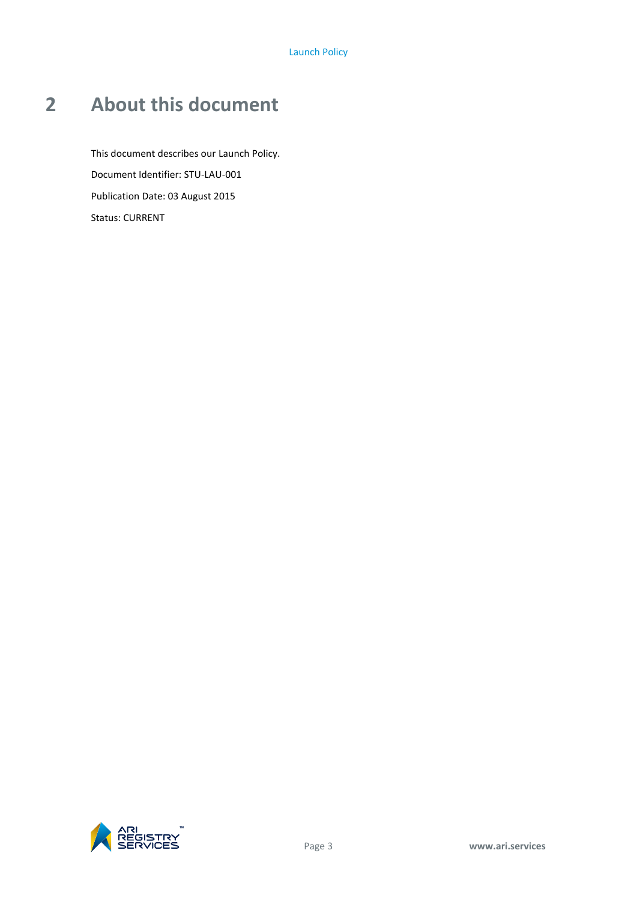# 2 About this document

This document describes our Launch Policy.

Document Identifier: STU-LAU-001

Publication Date: 03 August 2015

Status: CURRENT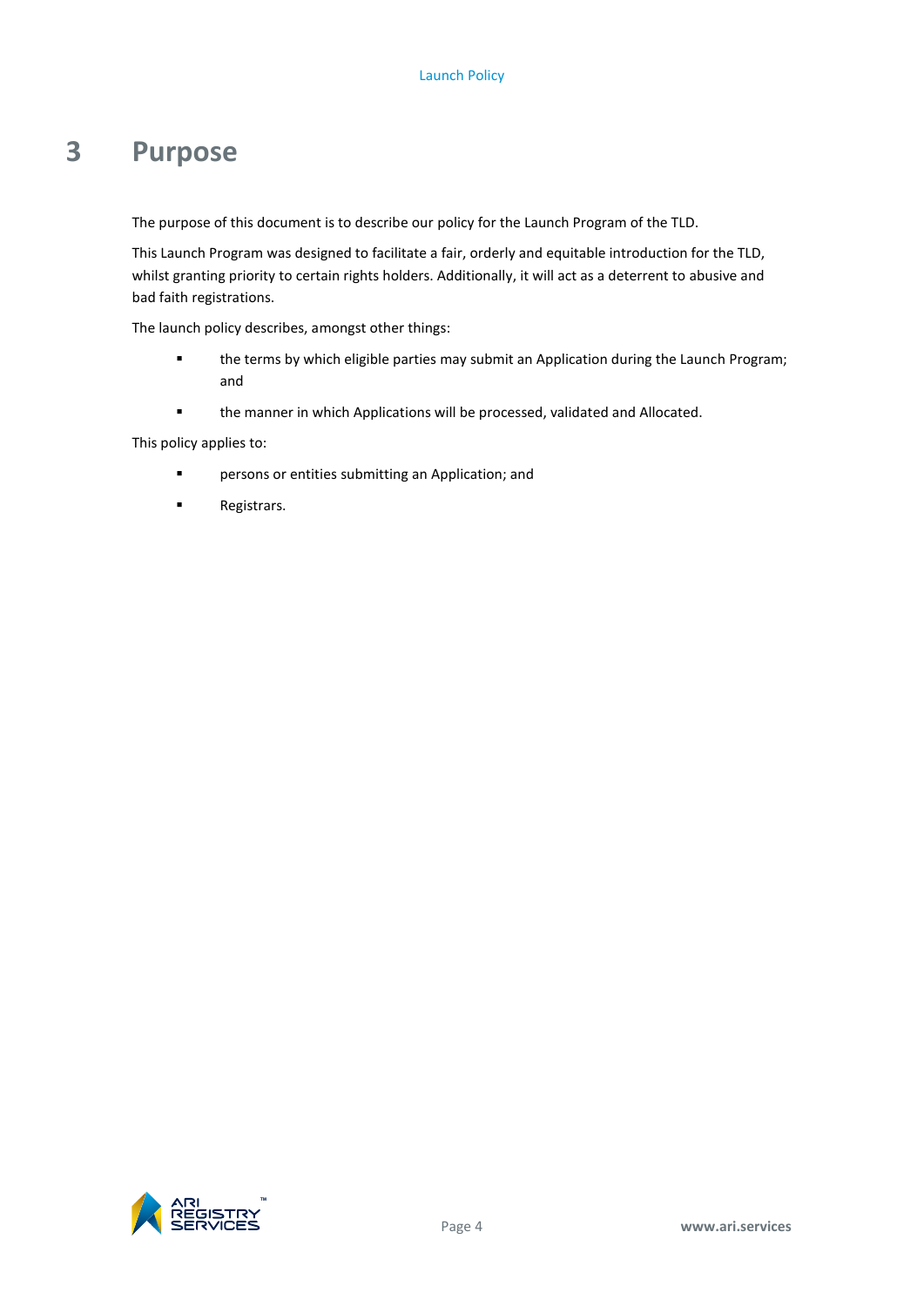# 3 Purpose

The purpose of this document is to describe our policy for the Launch Program of the TLD.

This Launch Program was designed to facilitate a fair, orderly and equitable introduction for the TLD, whilst granting priority to certain rights holders. Additionally, it will act as a deterrent to abusive and bad faith registrations.

The launch policy describes, amongst other things:

- the terms by which eligible parties may submit an Application during the Launch Program; and
- the manner in which Applications will be processed, validated and Allocated.

This policy applies to:

- persons or entities submitting an Application; and
- Registrars.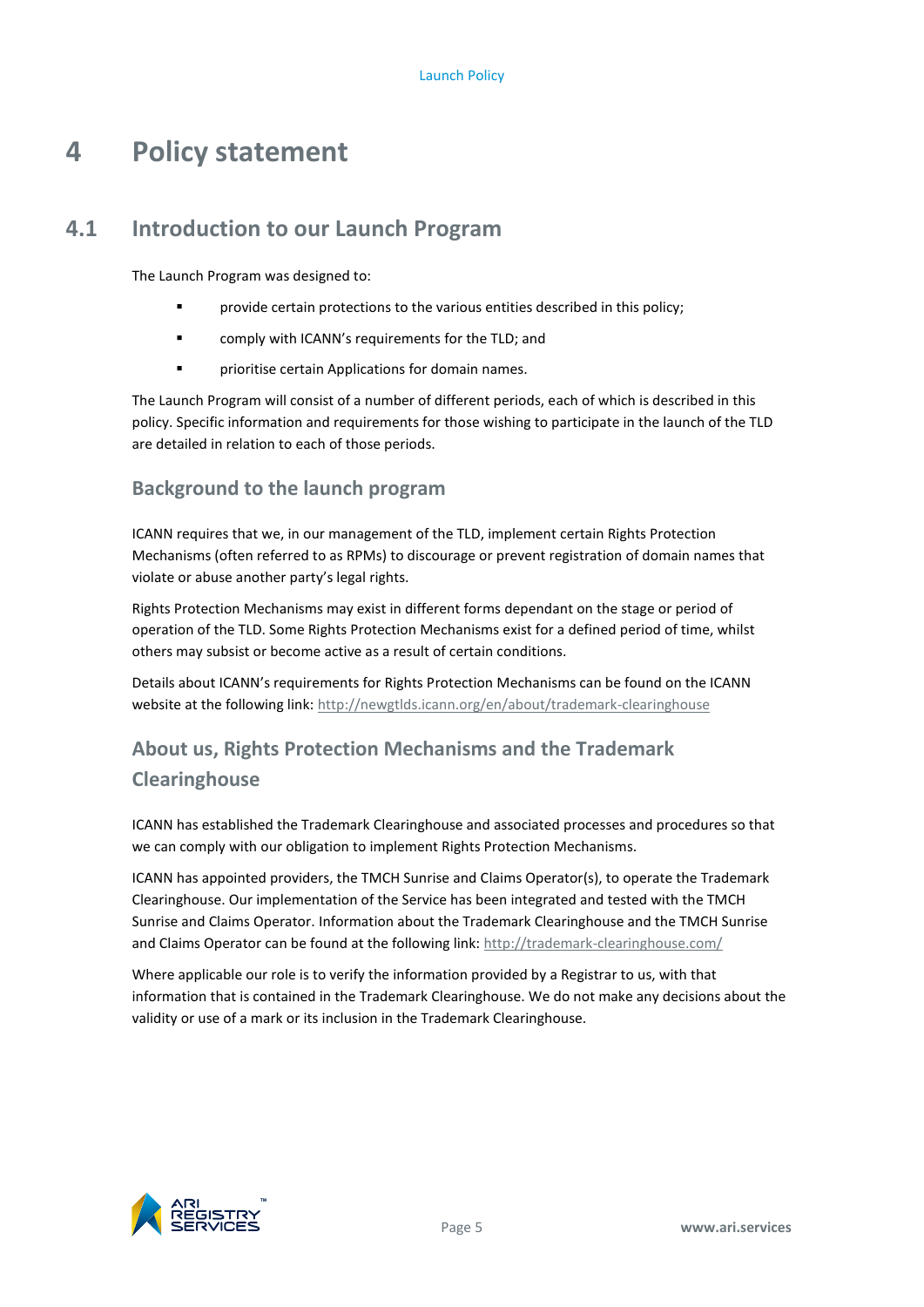# 4 Policy statement

## 4.1 Introduction to our Launch Program

The Launch Program was designed to:

- provide certain protections to the various entities described in this policy;
- comply with ICANN's requirements for the TLD; and
- prioritise certain Applications for domain names.

The Launch Program will consist of a number of different periods, each of which is described in this policy. Specific information and requirements for those wishing to participate in the launch of the TLD are detailed in relation to each of those periods.

### Background to the launch program

ICANN requires that we, in our management of the TLD, implement certain Rights Protection Mechanisms (often referred to as RPMs) to discourage or prevent registration of domain names that violate or abuse another party's legal rights.

Rights Protection Mechanisms may exist in different forms dependant on the stage or period of operation of the TLD. Some Rights Protection Mechanisms exist for a defined period of time, whilst others may subsist or become active as a result of certain conditions.

Details about ICANN's requirements for Rights Protection Mechanisms can be found on the ICANN website at the following link: http://newgtlds.icann.org/en/about/trademark-clearinghouse

### About us, Rights Protection Mechanisms and the Trademark Clearinghouse

ICANN has established the Trademark Clearinghouse and associated processes and procedures so that we can comply with our obligation to implement Rights Protection Mechanisms.

ICANN has appointed providers, the TMCH Sunrise and Claims Operator(s), to operate the Trademark Clearinghouse. Our implementation of the Service has been integrated and tested with the TMCH Sunrise and Claims Operator. Information about the Trademark Clearinghouse and the TMCH Sunrise and Claims Operator can be found at the following link: http://trademark-clearinghouse.com/

Where applicable our role is to verify the information provided by a Registrar to us, with that information that is contained in the Trademark Clearinghouse. We do not make any decisions about the validity or use of a mark or its inclusion in the Trademark Clearinghouse.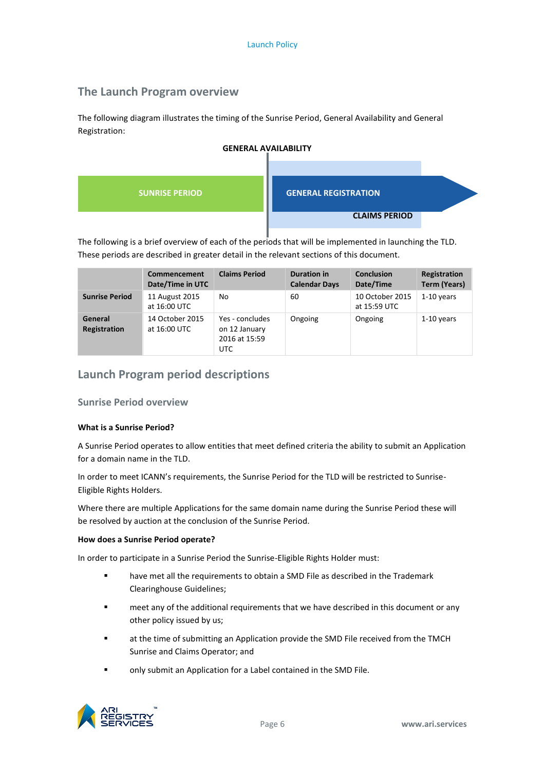## The Launch Program overview

The following diagram illustrates the timing of the Sunrise Period, General Availability and General Registration:

GENERAL AVAILABILITY

SUNRISE PERIOD | GENERAL REGISTRATION | CLAIMS PERIOD

The following is a brief overview of each of the periods that will be implemented in launching the TLD. These periods are described in greater detail in the relevant sections of this document.

| | Commencement Date/Time in UTC | Claims Period | Duration in Calendar Days | Conclusion Date/Time | Registration Term (Years) |
|---|---|---|---|---|---|
| **Sunrise Period** | 11 August 2015 at 16:00 UTC | No | 60 | 10 October 2015 at 15:59 UTC | 1-10 years |
| **General Registration** | 14 October 2015 at 16:00 UTC | Yes - concludes on 12 January 2016 at 15:59 UTC | Ongoing | Ongoing | 1-10 years |

## Launch Program period descriptions

### Sunrise Period overview

**What is a Sunrise Period?**

A Sunrise Period operates to allow entities that meet defined criteria the ability to submit an Application for a domain name in the TLD.

In order to meet ICANN's requirements, the Sunrise Period for the TLD will be restricted to Sunrise-Eligible Rights Holders.

Where there are multiple Applications for the same domain name during the Sunrise Period these will be resolved by auction at the conclusion of the Sunrise Period.

**How does a Sunrise Period operate?**

In order to participate in a Sunrise Period the Sunrise-Eligible Rights Holder must:

- have met all the requirements to obtain a SMD File as described in the Trademark Clearinghouse Guidelines;
- meet any of the additional requirements that we have described in this document or any other policy issued by us;
- at the time of submitting an Application provide the SMD File received from the TMCH Sunrise and Claims Operator; and
- only submit an Application for a Label contained in the SMD File.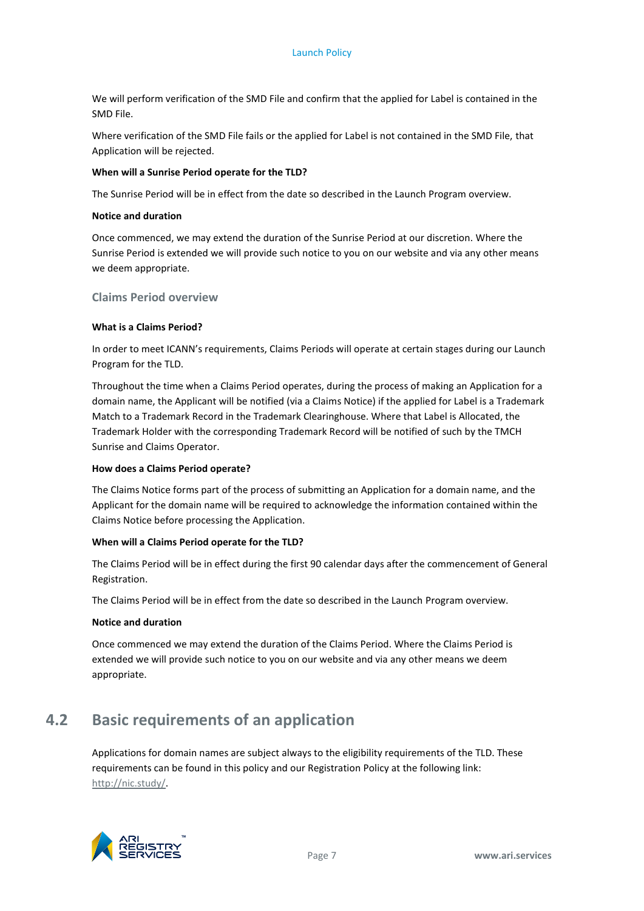We will perform verification of the SMD File and confirm that the applied for Label is contained in the SMD File.

Where verification of the SMD File fails or the applied for Label is not contained in the SMD File, that Application will be rejected.

**When will a Sunrise Period operate for the TLD?**

The Sunrise Period will be in effect from the date so described in the Launch Program overview.

**Notice and duration**

Once commenced, we may extend the duration of the Sunrise Period at our discretion. Where the Sunrise Period is extended we will provide such notice to you on our website and via any other means we deem appropriate.

### Claims Period overview

**What is a Claims Period?**

In order to meet ICANN's requirements, Claims Periods will operate at certain stages during our Launch Program for the TLD.

Throughout the time when a Claims Period operates, during the process of making an Application for a domain name, the Applicant will be notified (via a Claims Notice) if the applied for Label is a Trademark Match to a Trademark Record in the Trademark Clearinghouse. Where that Label is Allocated, the Trademark Holder with the corresponding Trademark Record will be notified of such by the TMCH Sunrise and Claims Operator.

**How does a Claims Period operate?**

The Claims Notice forms part of the process of submitting an Application for a domain name, and the Applicant for the domain name will be required to acknowledge the information contained within the Claims Notice before processing the Application.

**When will a Claims Period operate for the TLD?**

The Claims Period will be in effect during the first 90 calendar days after the commencement of General Registration.

The Claims Period will be in effect from the date so described in the Launch Program overview.

**Notice and duration**

Once commenced we may extend the duration of the Claims Period. Where the Claims Period is extended we will provide such notice to you on our website and via any other means we deem appropriate.

## 4.2 Basic requirements of an application

Applications for domain names are subject always to the eligibility requirements of the TLD. These requirements can be found in this policy and our Registration Policy at the following link: http://nic.study/.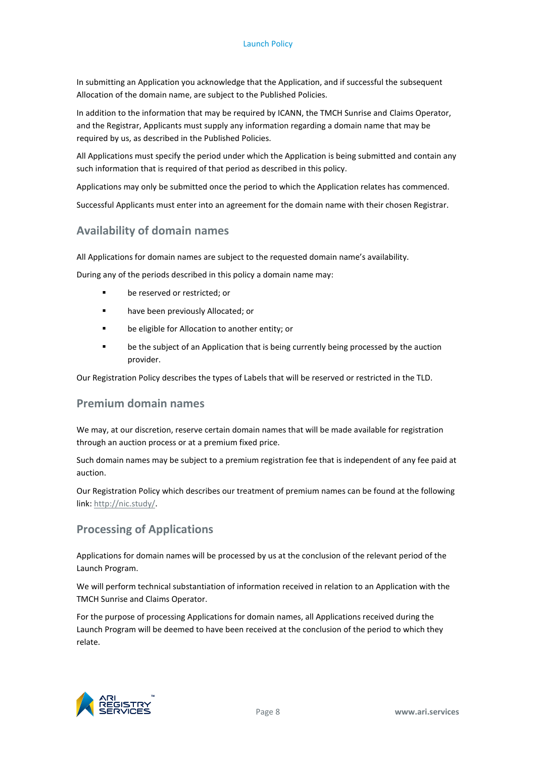In submitting an Application you acknowledge that the Application, and if successful the subsequent Allocation of the domain name, are subject to the Published Policies.

In addition to the information that may be required by ICANN, the TMCH Sunrise and Claims Operator, and the Registrar, Applicants must supply any information regarding a domain name that may be required by us, as described in the Published Policies.

All Applications must specify the period under which the Application is being submitted and contain any such information that is required of that period as described in this policy.

Applications may only be submitted once the period to which the Application relates has commenced.

Successful Applicants must enter into an agreement for the domain name with their chosen Registrar.

## Availability of domain names

All Applications for domain names are subject to the requested domain name's availability.

During any of the periods described in this policy a domain name may:

- be reserved or restricted; or
- have been previously Allocated; or
- be eligible for Allocation to another entity; or
- be the subject of an Application that is being currently being processed by the auction provider.

Our Registration Policy describes the types of Labels that will be reserved or restricted in the TLD.

## Premium domain names

We may, at our discretion, reserve certain domain names that will be made available for registration through an auction process or at a premium fixed price.

Such domain names may be subject to a premium registration fee that is independent of any fee paid at auction.

Our Registration Policy which describes our treatment of premium names can be found at the following link: http://nic.study/.

## Processing of Applications

Applications for domain names will be processed by us at the conclusion of the relevant period of the Launch Program.

We will perform technical substantiation of information received in relation to an Application with the TMCH Sunrise and Claims Operator.

For the purpose of processing Applications for domain names, all Applications received during the Launch Program will be deemed to have been received at the conclusion of the period to which they relate.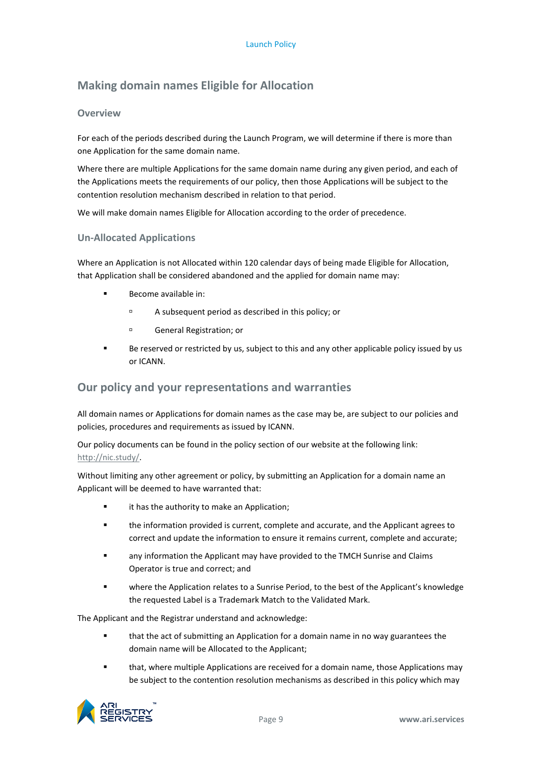## Making domain names Eligible for Allocation

### Overview

For each of the periods described during the Launch Program, we will determine if there is more than one Application for the same domain name.

Where there are multiple Applications for the same domain name during any given period, and each of the Applications meets the requirements of our policy, then those Applications will be subject to the contention resolution mechanism described in relation to that period.

We will make domain names Eligible for Allocation according to the order of precedence.

### Un-Allocated Applications

Where an Application is not Allocated within 120 calendar days of being made Eligible for Allocation, that Application shall be considered abandoned and the applied for domain name may:

- Become available in:
  - A subsequent period as described in this policy; or
  - General Registration; or
- Be reserved or restricted by us, subject to this and any other applicable policy issued by us or ICANN.

## Our policy and your representations and warranties

All domain names or Applications for domain names as the case may be, are subject to our policies and policies, procedures and requirements as issued by ICANN.

Our policy documents can be found in the policy section of our website at the following link: http://nic.study/.

Without limiting any other agreement or policy, by submitting an Application for a domain name an Applicant will be deemed to have warranted that:

- it has the authority to make an Application;
- the information provided is current, complete and accurate, and the Applicant agrees to correct and update the information to ensure it remains current, complete and accurate;
- any information the Applicant may have provided to the TMCH Sunrise and Claims Operator is true and correct; and
- where the Application relates to a Sunrise Period, to the best of the Applicant's knowledge the requested Label is a Trademark Match to the Validated Mark.

The Applicant and the Registrar understand and acknowledge:

- that the act of submitting an Application for a domain name in no way guarantees the domain name will be Allocated to the Applicant;
- that, where multiple Applications are received for a domain name, those Applications may be subject to the contention resolution mechanisms as described in this policy which may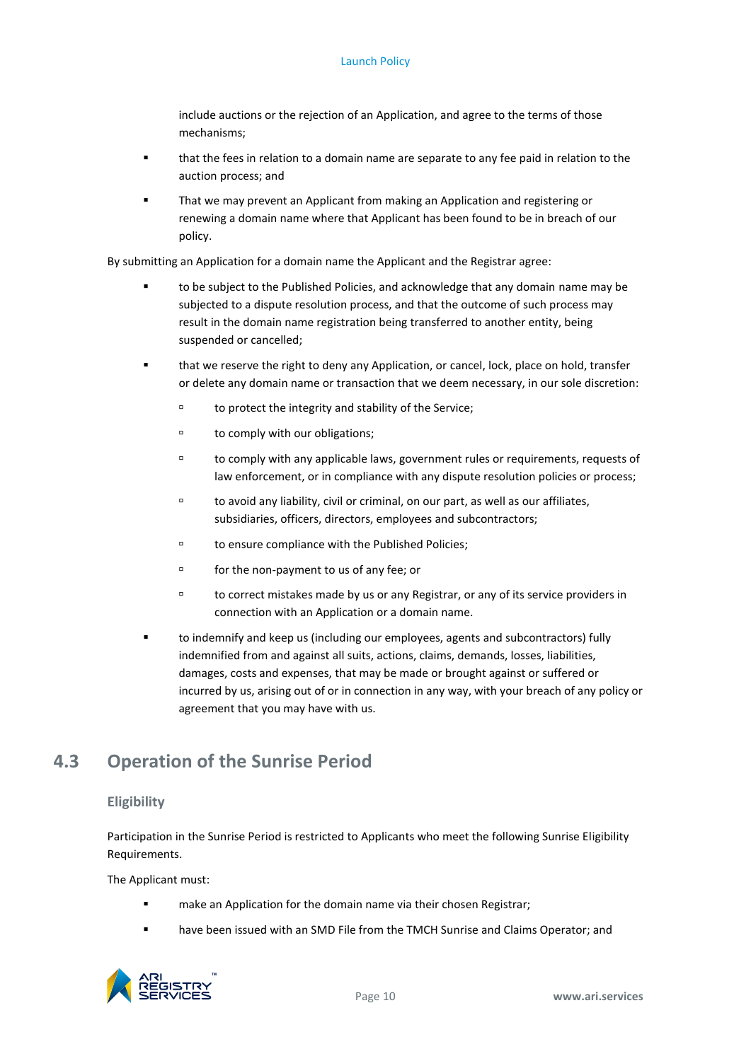include auctions or the rejection of an Application, and agree to the terms of those mechanisms;

- that the fees in relation to a domain name are separate to any fee paid in relation to the auction process; and
- That we may prevent an Applicant from making an Application and registering or renewing a domain name where that Applicant has been found to be in breach of our policy.

By submitting an Application for a domain name the Applicant and the Registrar agree:

- to be subject to the Published Policies, and acknowledge that any domain name may be subjected to a dispute resolution process, and that the outcome of such process may result in the domain name registration being transferred to another entity, being suspended or cancelled;
- that we reserve the right to deny any Application, or cancel, lock, place on hold, transfer or delete any domain name or transaction that we deem necessary, in our sole discretion:
    - to protect the integrity and stability of the Service;
    - to comply with our obligations;
    - to comply with any applicable laws, government rules or requirements, requests of law enforcement, or in compliance with any dispute resolution policies or process;
    - to avoid any liability, civil or criminal, on our part, as well as our affiliates, subsidiaries, officers, directors, employees and subcontractors;
    - to ensure compliance with the Published Policies;
    - for the non-payment to us of any fee; or
    - to correct mistakes made by us or any Registrar, or any of its service providers in connection with an Application or a domain name.
- to indemnify and keep us (including our employees, agents and subcontractors) fully indemnified from and against all suits, actions, claims, demands, losses, liabilities, damages, costs and expenses, that may be made or brought against or suffered or incurred by us, arising out of or in connection in any way, with your breach of any policy or agreement that you may have with us.

## 4.3 Operation of the Sunrise Period

### Eligibility

Participation in the Sunrise Period is restricted to Applicants who meet the following Sunrise Eligibility Requirements.

The Applicant must:

- make an Application for the domain name via their chosen Registrar;
- have been issued with an SMD File from the TMCH Sunrise and Claims Operator; and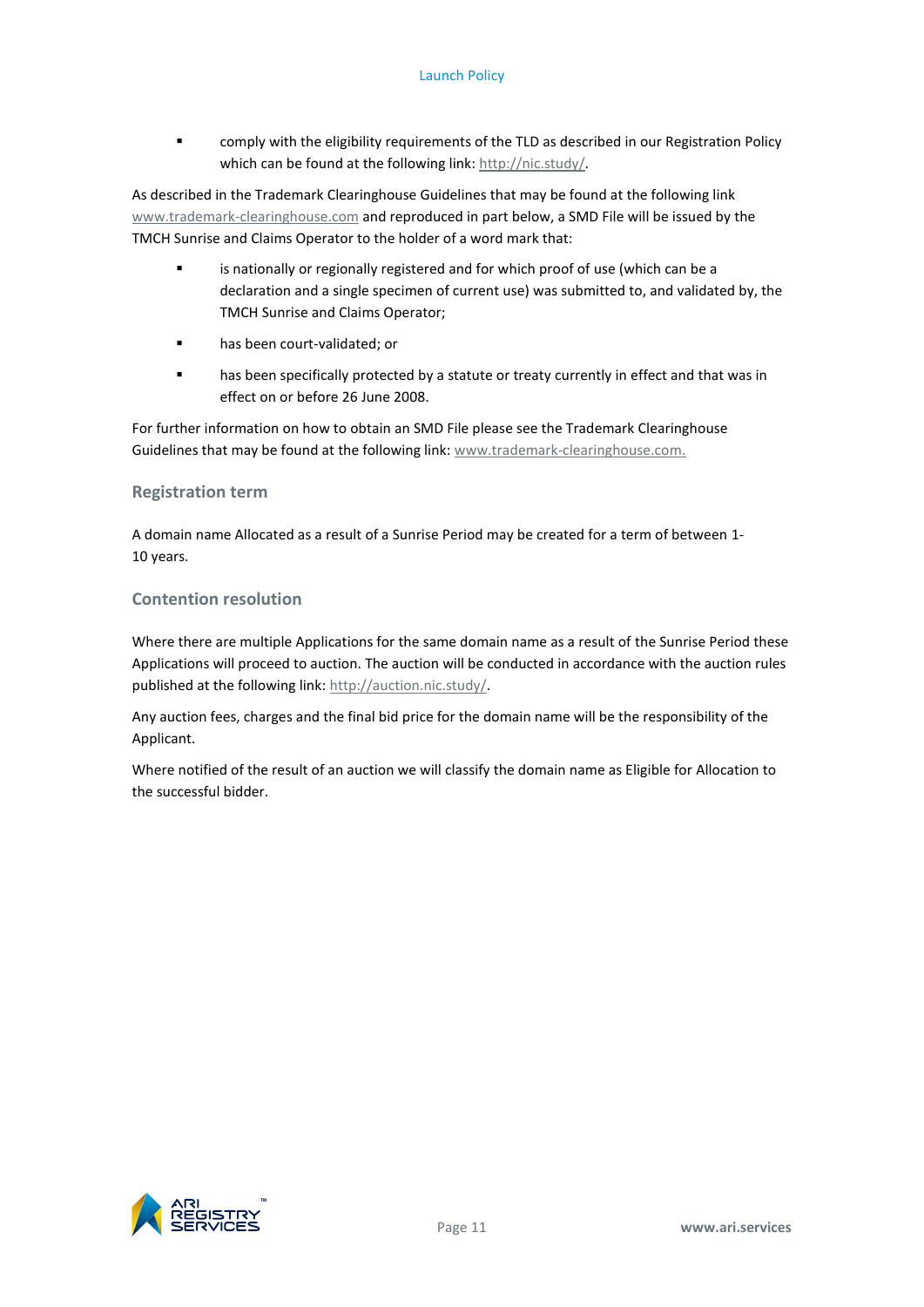- comply with the eligibility requirements of the TLD as described in our Registration Policy which can be found at the following link: http://nic.study/.

As described in the Trademark Clearinghouse Guidelines that may be found at the following link www.trademark-clearinghouse.com and reproduced in part below, a SMD File will be issued by the TMCH Sunrise and Claims Operator to the holder of a word mark that:

- is nationally or regionally registered and for which proof of use (which can be a declaration and a single specimen of current use) was submitted to, and validated by, the TMCH Sunrise and Claims Operator;
- has been court-validated; or
- has been specifically protected by a statute or treaty currently in effect and that was in effect on or before 26 June 2008.

For further information on how to obtain an SMD File please see the Trademark Clearinghouse Guidelines that may be found at the following link: www.trademark-clearinghouse.com.

### Registration term

A domain name Allocated as a result of a Sunrise Period may be created for a term of between 1-10 years.

### Contention resolution

Where there are multiple Applications for the same domain name as a result of the Sunrise Period these Applications will proceed to auction. The auction will be conducted in accordance with the auction rules published at the following link: http://auction.nic.study/.

Any auction fees, charges and the final bid price for the domain name will be the responsibility of the Applicant.

Where notified of the result of an auction we will classify the domain name as Eligible for Allocation to the successful bidder.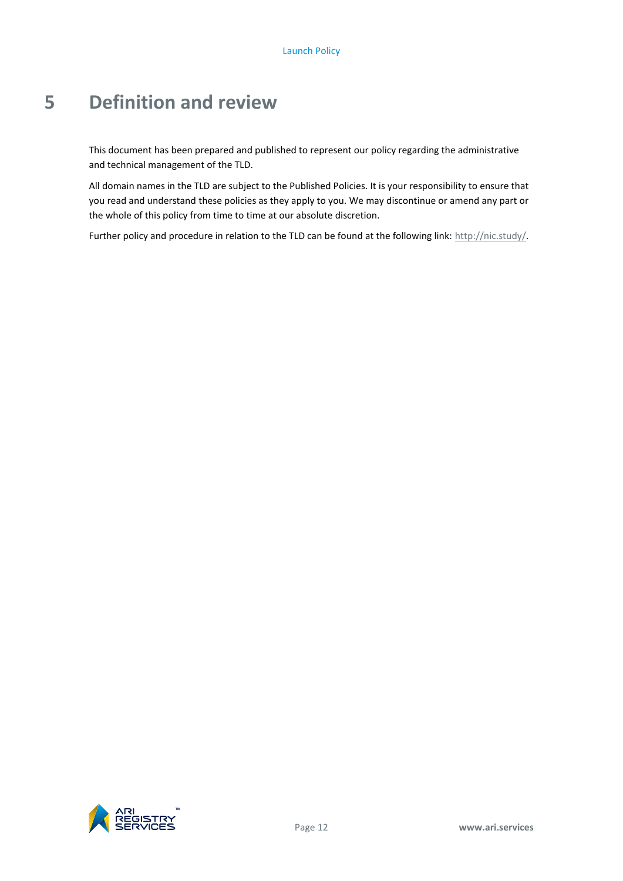# 5 Definition and review

This document has been prepared and published to represent our policy regarding the administrative and technical management of the TLD.

All domain names in the TLD are subject to the Published Policies. It is your responsibility to ensure that you read and understand these policies as they apply to you. We may discontinue or amend any part or the whole of this policy from time to time at our absolute discretion.

Further policy and procedure in relation to the TLD can be found at the following link: http://nic.study/.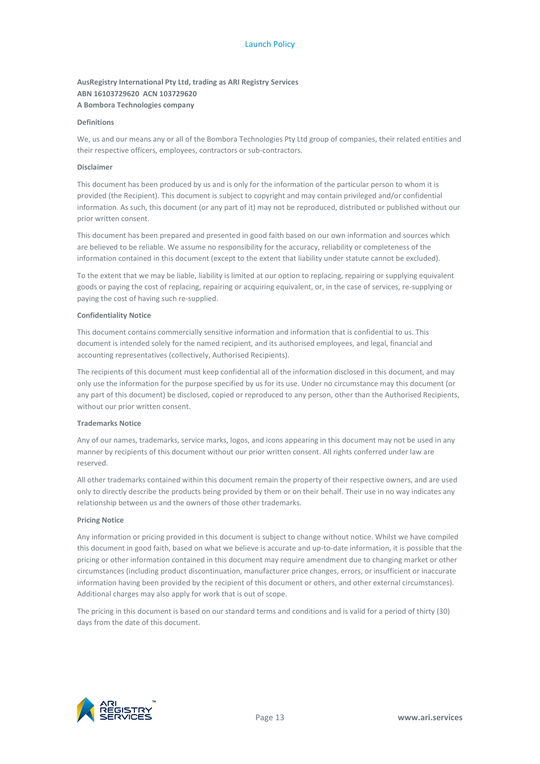**AusRegistry International Pty Ltd, trading as ARI Registry Services**
**ABN 16103729620 ACN 103729620**
**A Bombora Technologies company**

**Definitions**

We, us and our means any or all of the Bombora Technologies Pty Ltd group of companies, their related entities and their respective officers, employees, contractors or sub-contractors.

**Disclaimer**

This document has been produced by us and is only for the information of the particular person to whom it is provided (the Recipient). This document is subject to copyright and may contain privileged and/or confidential information. As such, this document (or any part of it) may not be reproduced, distributed or published without our prior written consent.

This document has been prepared and presented in good faith based on our own information and sources which are believed to be reliable. We assume no responsibility for the accuracy, reliability or completeness of the information contained in this document (except to the extent that liability under statute cannot be excluded).

To the extent that we may be liable, liability is limited at our option to replacing, repairing or supplying equivalent goods or paying the cost of replacing, repairing or acquiring equivalent, or, in the case of services, re-supplying or paying the cost of having such re-supplied.

**Confidentiality Notice**

This document contains commercially sensitive information and information that is confidential to us. This document is intended solely for the named recipient, and its authorised employees, and legal, financial and accounting representatives (collectively, Authorised Recipients).

The recipients of this document must keep confidential all of the information disclosed in this document, and may only use the information for the purpose specified by us for its use. Under no circumstance may this document (or any part of this document) be disclosed, copied or reproduced to any person, other than the Authorised Recipients, without our prior written consent.

**Trademarks Notice**

Any of our names, trademarks, service marks, logos, and icons appearing in this document may not be used in any manner by recipients of this document without our prior written consent. All rights conferred under law are reserved.

All other trademarks contained within this document remain the property of their respective owners, and are used only to directly describe the products being provided by them or on their behalf. Their use in no way indicates any relationship between us and the owners of those other trademarks.

**Pricing Notice**

Any information or pricing provided in this document is subject to change without notice. Whilst we have compiled this document in good faith, based on what we believe is accurate and up-to-date information, it is possible that the pricing or other information contained in this document may require amendment due to changing market or other circumstances (including product discontinuation, manufacturer price changes, errors, or insufficient or inaccurate information having been provided by the recipient of this document or others, and other external circumstances). Additional charges may also apply for work that is out of scope.

The pricing in this document is based on our standard terms and conditions and is valid for a period of thirty (30) days from the date of this document.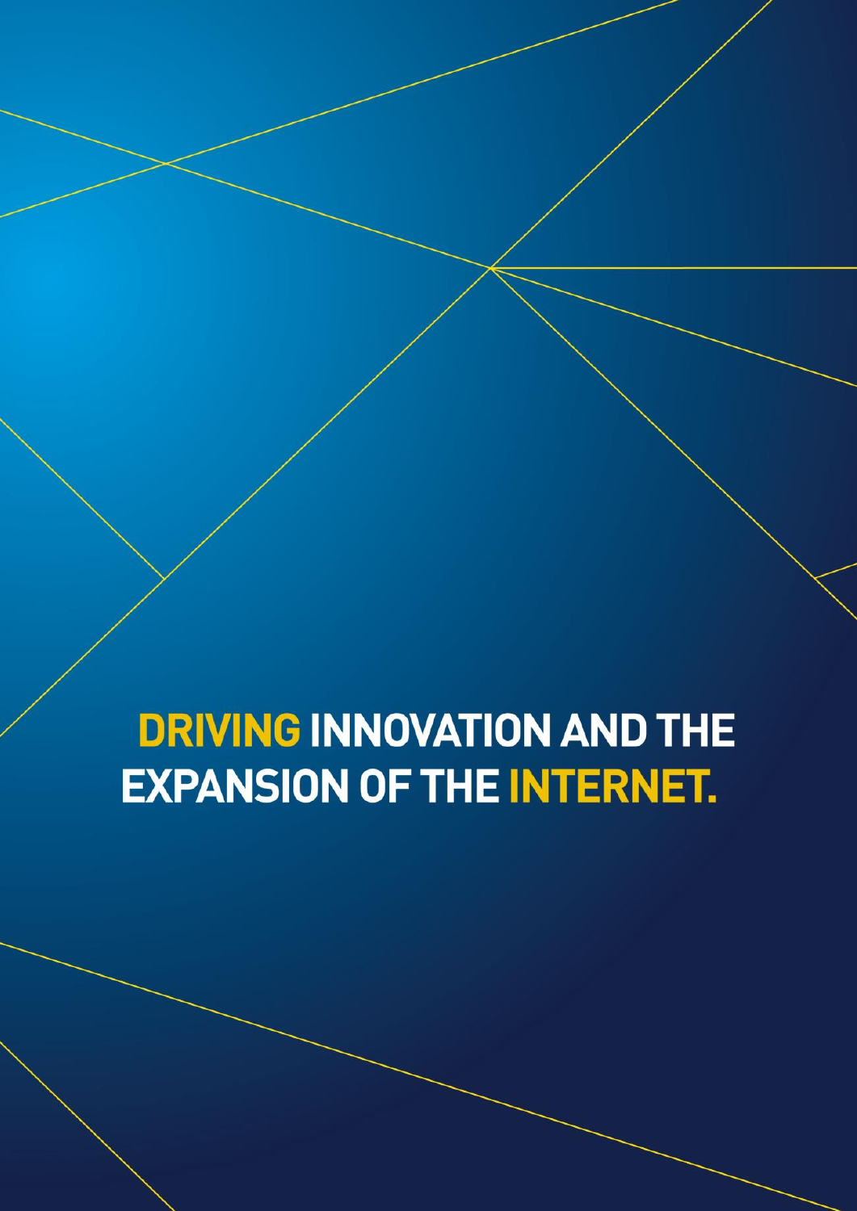**DRIVING INNOVATION AND THE EXPANSION OF THE INTERNET.**